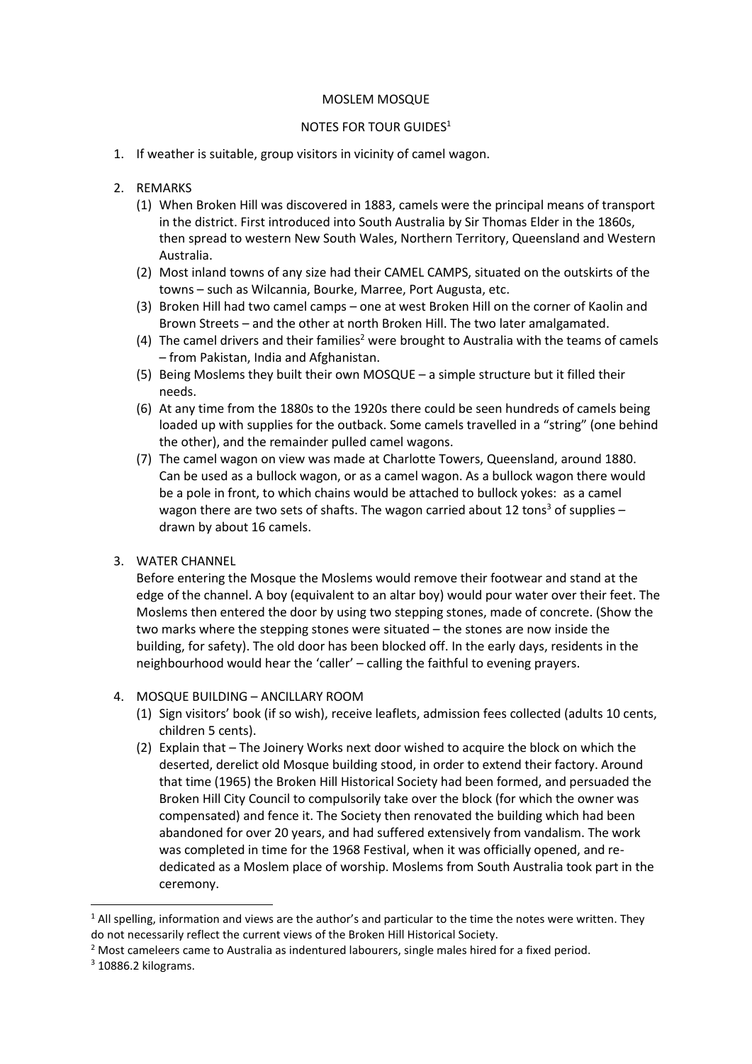# MOSLEM MOSQUE

## NOTES FOR TOUR GUIDES[1]

1. If weather is suitable, group visitors in vicinity of camel wagon.

2. REMARKS
   (1) When Broken Hill was discovered in 1883, camels were the principal means of transport in the district. First introduced into South Australia by Sir Thomas Elder in the 1860s, then spread to western New South Wales, Northern Territory, Queensland and Western Australia.
   (2) Most inland towns of any size had their CAMEL CAMPS, situated on the outskirts of the towns – such as Wilcannia, Bourke, Marree, Port Augusta, etc.
   (3) Broken Hill had two camel camps – one at west Broken Hill on the corner of Kaolin and Brown Streets – and the other at north Broken Hill. The two later amalgamated.
   (4) The camel drivers and their families[2] were brought to Australia with the teams of camels – from Pakistan, India and Afghanistan.
   (5) Being Moslems they built their own MOSQUE – a simple structure but it filled their needs.
   (6) At any time from the 1880s to the 1920s there could be seen hundreds of camels being loaded up with supplies for the outback. Some camels travelled in a "string" (one behind the other), and the remainder pulled camel wagons.
   (7) The camel wagon on view was made at Charlotte Towers, Queensland, around 1880. Can be used as a bullock wagon, or as a camel wagon. As a bullock wagon there would be a pole in front, to which chains would be attached to bullock yokes: as a camel wagon there are two sets of shafts. The wagon carried about 12 tons[3] of supplies – drawn by about 16 camels.

3. WATER CHANNEL
   Before entering the Mosque the Moslems would remove their footwear and stand at the edge of the channel. A boy (equivalent to an altar boy) would pour water over their feet. The Moslems then entered the door by using two stepping stones, made of concrete. (Show the two marks where the stepping stones were situated – the stones are now inside the building, for safety). The old door has been blocked off. In the early days, residents in the neighbourhood would hear the 'caller' – calling the faithful to evening prayers.

4. MOSQUE BUILDING – ANCILLARY ROOM
   (1) Sign visitors' book (if so wish), receive leaflets, admission fees collected (adults 10 cents, children 5 cents).
   (2) Explain that – The Joinery Works next door wished to acquire the block on which the deserted, derelict old Mosque building stood, in order to extend their factory. Around that time (1965) the Broken Hill Historical Society had been formed, and persuaded the Broken Hill City Council to compulsorily take over the block (for which the owner was compensated) and fence it. The Society then renovated the building which had been abandoned for over 20 years, and had suffered extensively from vandalism. The work was completed in time for the 1968 Festival, when it was officially opened, and re-dedicated as a Moslem place of worship. Moslems from South Australia took part in the ceremony.

---

[1] All spelling, information and views are the author's and particular to the time the notes were written. They do not necessarily reflect the current views of the Broken Hill Historical Society.

[2] Most cameleers came to Australia as indentured labourers, single males hired for a fixed period.

[3] 10886.2 kilograms.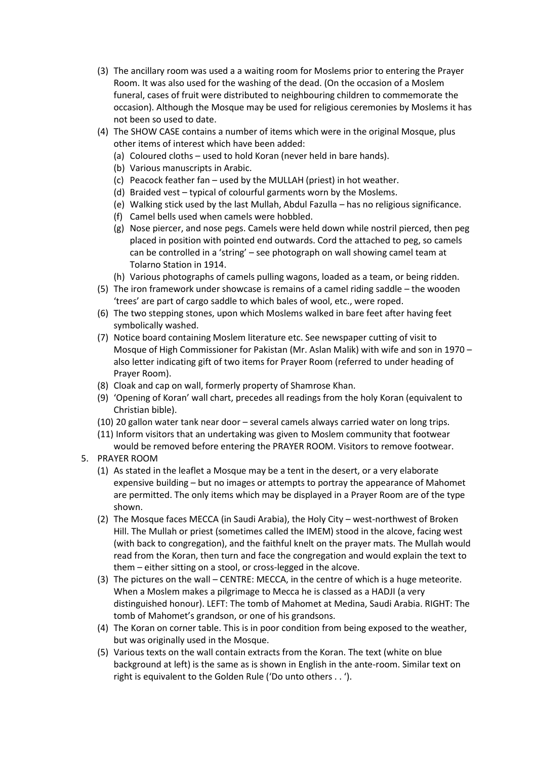(3) The ancillary room was used a a waiting room for Moslems prior to entering the Prayer Room. It was also used for the washing of the dead. (On the occasion of a Moslem funeral, cases of fruit were distributed to neighbouring children to commemorate the occasion). Although the Mosque may be used for religious ceremonies by Moslems it has not been so used to date.

(4) The SHOW CASE contains a number of items which were in the original Mosque, plus other items of interest which have been added:

   (a) Coloured cloths – used to hold Koran (never held in bare hands).
   (b) Various manuscripts in Arabic.
   (c) Peacock feather fan – used by the MULLAH (priest) in hot weather.
   (d) Braided vest – typical of colourful garments worn by the Moslems.
   (e) Walking stick used by the last Mullah, Abdul Fazulla – has no religious significance.
   (f) Camel bells used when camels were hobbled.
   (g) Nose piercer, and nose pegs. Camels were held down while nostril pierced, then peg placed in position with pointed end outwards. Cord the attached to peg, so camels can be controlled in a 'string' – see photograph on wall showing camel team at Tolarno Station in 1914.
   (h) Various photographs of camels pulling wagons, loaded as a team, or being ridden.

(5) The iron framework under showcase is remains of a camel riding saddle – the wooden 'trees' are part of cargo saddle to which bales of wool, etc., were roped.

(6) The two stepping stones, upon which Moslems walked in bare feet after having feet symbolically washed.

(7) Notice board containing Moslem literature etc. See newspaper cutting of visit to Mosque of High Commissioner for Pakistan (Mr. Aslan Malik) with wife and son in 1970 – also letter indicating gift of two items for Prayer Room (referred to under heading of Prayer Room).

(8) Cloak and cap on wall, formerly property of Shamrose Khan.

(9) 'Opening of Koran' wall chart, precedes all readings from the holy Koran (equivalent to Christian bible).

(10) 20 gallon water tank near door – several camels always carried water on long trips.

(11) Inform visitors that an undertaking was given to Moslem community that footwear would be removed before entering the PRAYER ROOM. Visitors to remove footwear.

5. PRAYER ROOM

(1) As stated in the leaflet a Mosque may be a tent in the desert, or a very elaborate expensive building – but no images or attempts to portray the appearance of Mahomet are permitted. The only items which may be displayed in a Prayer Room are of the type shown.

(2) The Mosque faces MECCA (in Saudi Arabia), the Holy City – west-northwest of Broken Hill. The Mullah or priest (sometimes called the IMEM) stood in the alcove, facing west (with back to congregation), and the faithful knelt on the prayer mats. The Mullah would read from the Koran, then turn and face the congregation and would explain the text to them – either sitting on a stool, or cross-legged in the alcove.

(3) The pictures on the wall – CENTRE: MECCA, in the centre of which is a huge meteorite. When a Moslem makes a pilgrimage to Mecca he is classed as a HADJI (a very distinguished honour). LEFT: The tomb of Mahomet at Medina, Saudi Arabia. RIGHT: The tomb of Mahomet's grandson, or one of his grandsons.

(4) The Koran on corner table. This is in poor condition from being exposed to the weather, but was originally used in the Mosque.

(5) Various texts on the wall contain extracts from the Koran. The text (white on blue background at left) is the same as is shown in English in the ante-room. Similar text on right is equivalent to the Golden Rule ('Do unto others . . ').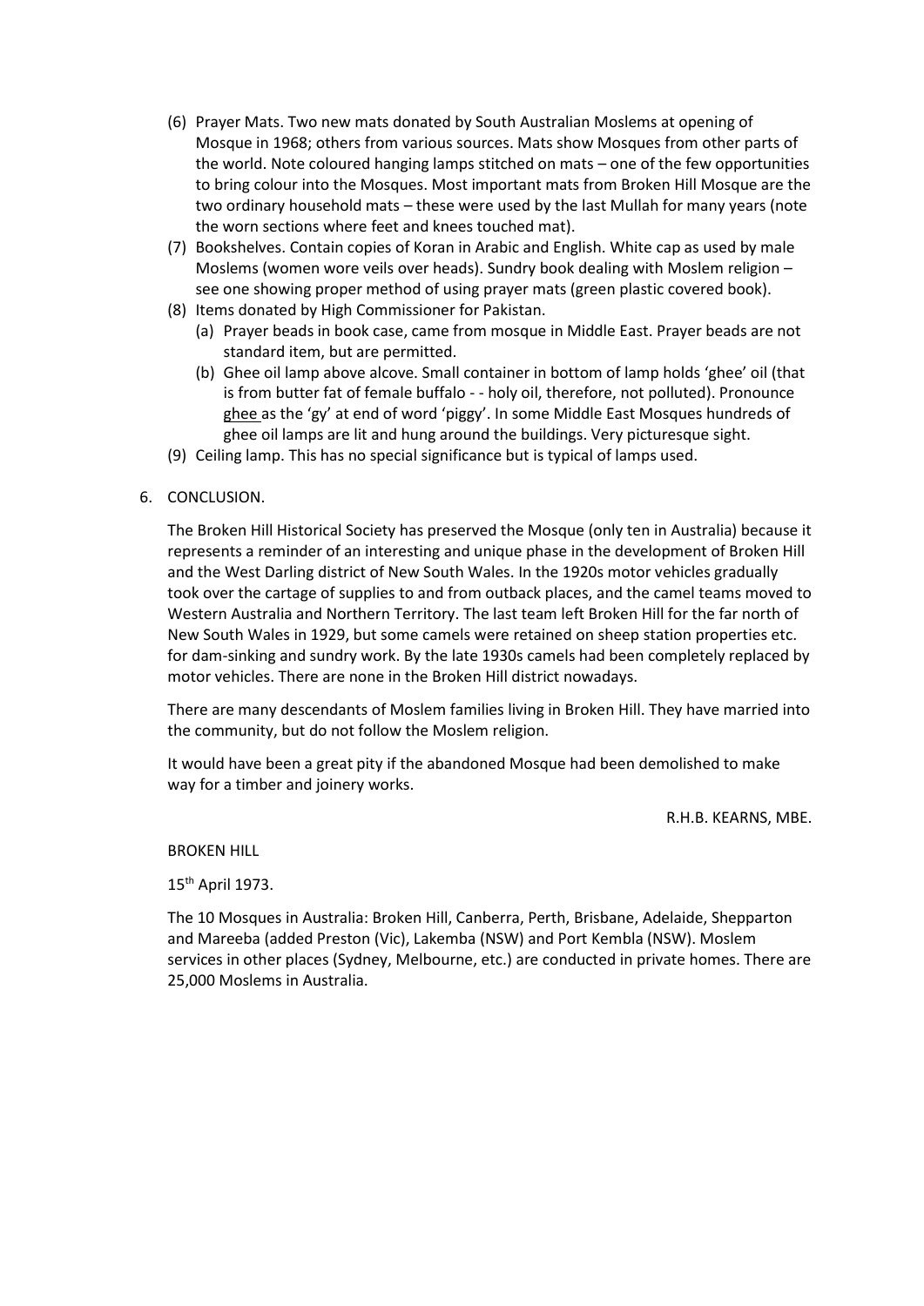(6) Prayer Mats. Two new mats donated by South Australian Moslems at opening of Mosque in 1968; others from various sources. Mats show Mosques from other parts of the world. Note coloured hanging lamps stitched on mats – one of the few opportunities to bring colour into the Mosques. Most important mats from Broken Hill Mosque are the two ordinary household mats – these were used by the last Mullah for many years (note the worn sections where feet and knees touched mat).

(7) Bookshelves. Contain copies of Koran in Arabic and English. White cap as used by male Moslems (women wore veils over heads). Sundry book dealing with Moslem religion – see one showing proper method of using prayer mats (green plastic covered book).

(8) Items donated by High Commissioner for Pakistan.

   (a) Prayer beads in book case, came from mosque in Middle East. Prayer beads are not standard item, but are permitted.

   (b) Ghee oil lamp above alcove. Small container in bottom of lamp holds 'ghee' oil (that is from butter fat of female buffalo - - holy oil, therefore, not polluted). Pronounce <u>ghee</u> as the 'gy' at end of word 'piggy'. In some Middle East Mosques hundreds of ghee oil lamps are lit and hung around the buildings. Very picturesque sight.

(9) Ceiling lamp. This has no special significance but is typical of lamps used.

6. CONCLUSION.

The Broken Hill Historical Society has preserved the Mosque (only ten in Australia) because it represents a reminder of an interesting and unique phase in the development of Broken Hill and the West Darling district of New South Wales. In the 1920s motor vehicles gradually took over the cartage of supplies to and from outback places, and the camel teams moved to Western Australia and Northern Territory. The last team left Broken Hill for the far north of New South Wales in 1929, but some camels were retained on sheep station properties etc. for dam-sinking and sundry work. By the late 1930s camels had been completely replaced by motor vehicles. There are none in the Broken Hill district nowadays.

There are many descendants of Moslem families living in Broken Hill. They have married into the community, but do not follow the Moslem religion.

It would have been a great pity if the abandoned Mosque had been demolished to make way for a timber and joinery works.

R.H.B. KEARNS, MBE.

BROKEN HILL

15th April 1973.

The 10 Mosques in Australia: Broken Hill, Canberra, Perth, Brisbane, Adelaide, Shepparton and Mareeba (added Preston (Vic), Lakemba (NSW) and Port Kembla (NSW). Moslem services in other places (Sydney, Melbourne, etc.) are conducted in private homes. There are 25,000 Moslems in Australia.